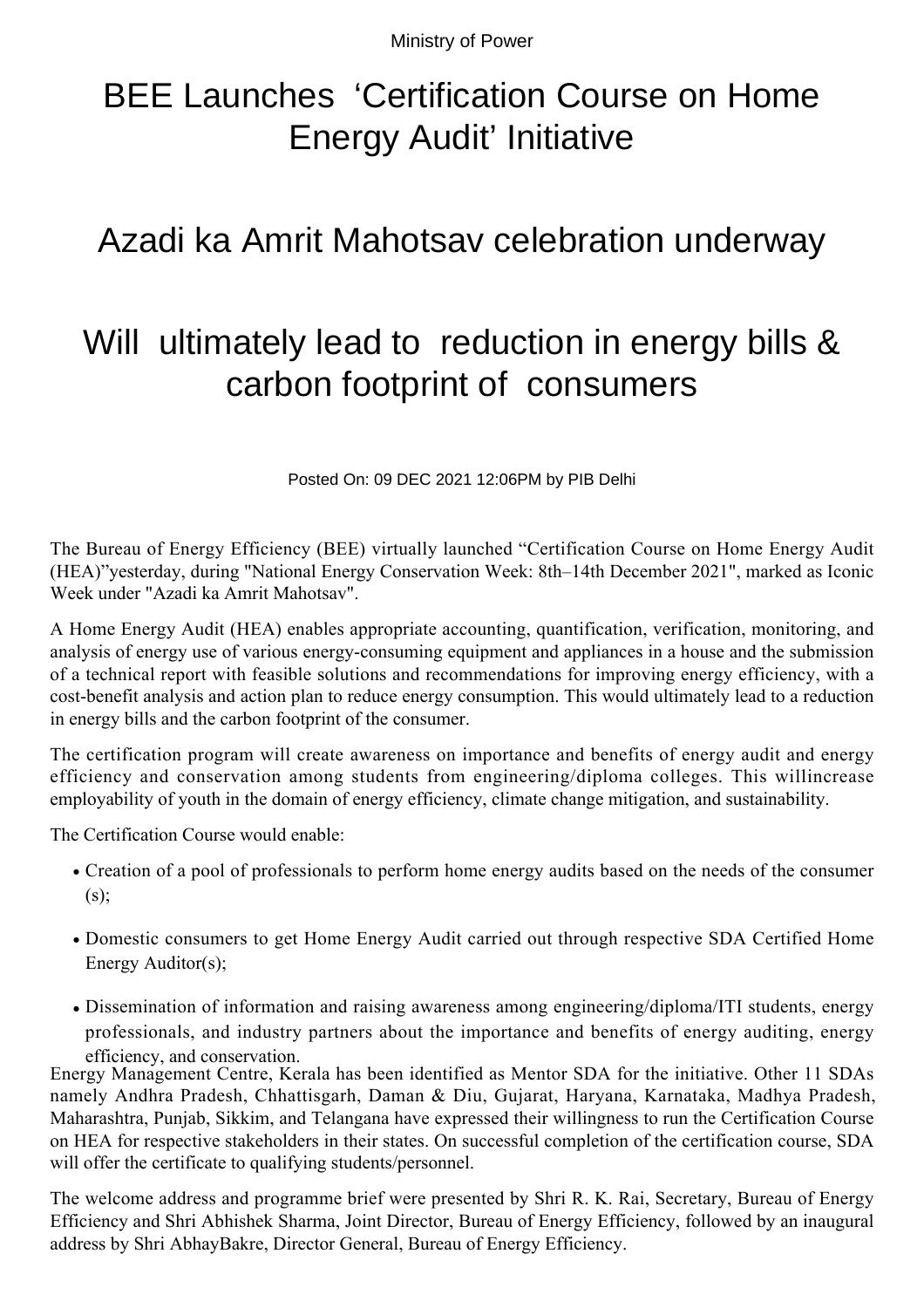Ministry of Power

# BEE Launches 'Certification Course on Home Energy Audit' Initiative

## Azadi ka Amrit Mahotsav celebration underway

## Will ultimately lead to reduction in energy bills & carbon footprint of consumers

Posted On: 09 DEC 2021 12:06PM by PIB Delhi

The Bureau of Energy Efficiency (BEE) virtually launched "Certification Course on Home Energy Audit (HEA)"yesterday, during "National Energy Conservation Week: 8th–14th December 2021", marked as Iconic Week under "Azadi ka Amrit Mahotsav".

A Home Energy Audit (HEA) enables appropriate accounting, quantification, verification, monitoring, and analysis of energy use of various energy-consuming equipment and appliances in a house and the submission of a technical report with feasible solutions and recommendations for improving energy efficiency, with a cost-benefit analysis and action plan to reduce energy consumption. This would ultimately lead to a reduction in energy bills and the carbon footprint of the consumer.

The certification program will create awareness on importance and benefits of energy audit and energy efficiency and conservation among students from engineering/diploma colleges. This willincrease employability of youth in the domain of energy efficiency, climate change mitigation, and sustainability.

The Certification Course would enable:

- Creation of a pool of professionals to perform home energy audits based on the needs of the consumer (s);
- Domestic consumers to get Home Energy Audit carried out through respective SDA Certified Home Energy Auditor(s);
- Dissemination of information and raising awareness among engineering/diploma/ITI students, energy professionals, and industry partners about the importance and benefits of energy auditing, energy efficiency, and conservation.

Energy Management Centre, Kerala has been identified as Mentor SDA for the initiative. Other 11 SDAs namely Andhra Pradesh, Chhattisgarh, Daman & Diu, Gujarat, Haryana, Karnataka, Madhya Pradesh, Maharashtra, Punjab, Sikkim, and Telangana have expressed their willingness to run the Certification Course on HEA for respective stakeholders in their states. On successful completion of the certification course, SDA will offer the certificate to qualifying students/personnel.

The welcome address and programme brief were presented by Shri R. K. Rai, Secretary, Bureau of Energy Efficiency and Shri Abhishek Sharma, Joint Director, Bureau of Energy Efficiency, followed by an inaugural address by Shri AbhayBakre, Director General, Bureau of Energy Efficiency.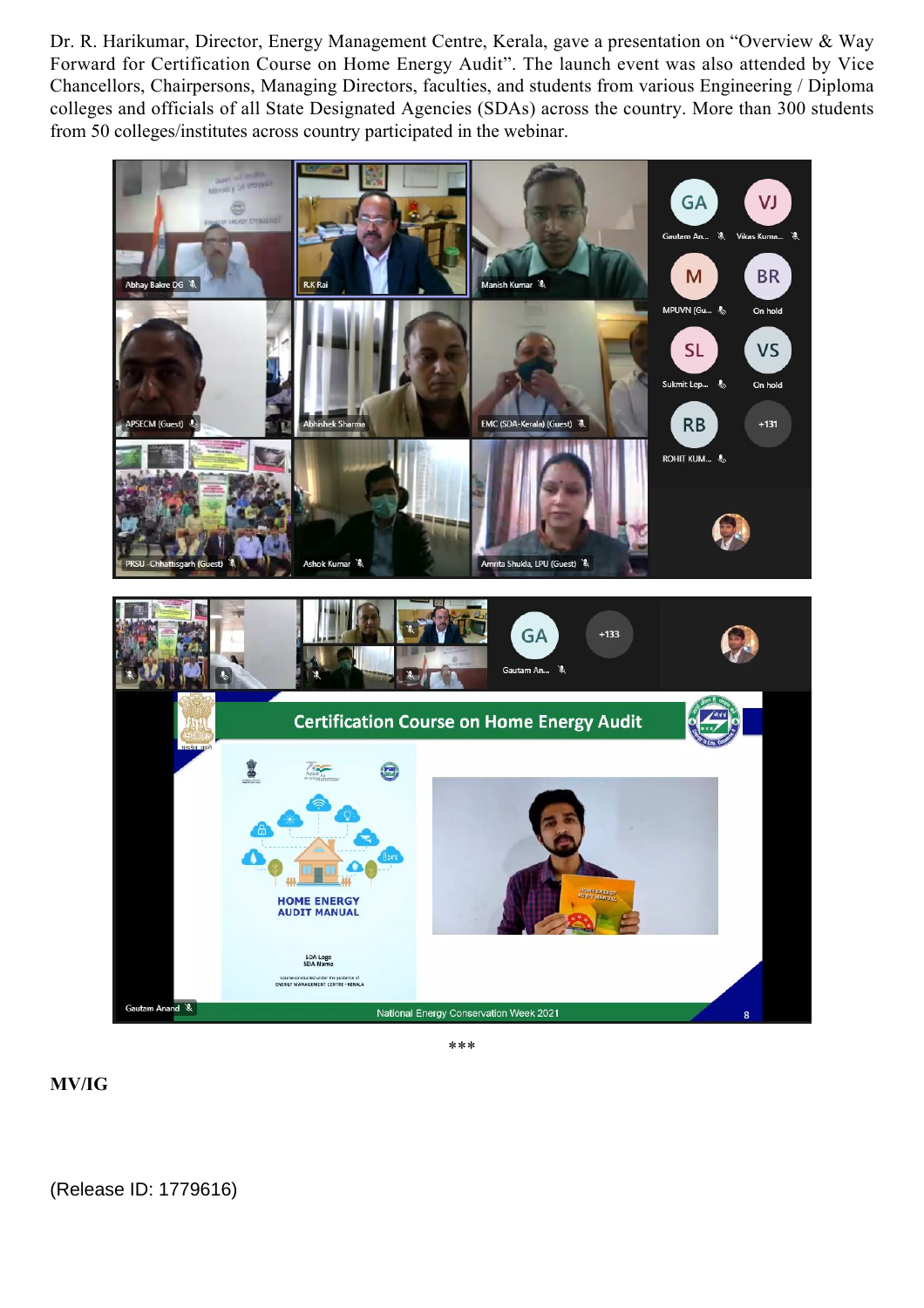Dr. R. Harikumar, Director, Energy Management Centre, Kerala, gave a presentation on "Overview & Way Forward for Certification Course on Home Energy Audit". The launch event was also attended by Vice Chancellors, Chairpersons, Managing Directors, faculties, and students from various Engineering / Diploma colleges and officials of all State Designated Agencies (SDAs) across the country. More than 300 students from 50 colleges/institutes across country participated in the webinar.

***

**MV/IG**

(Release ID: 1779616)